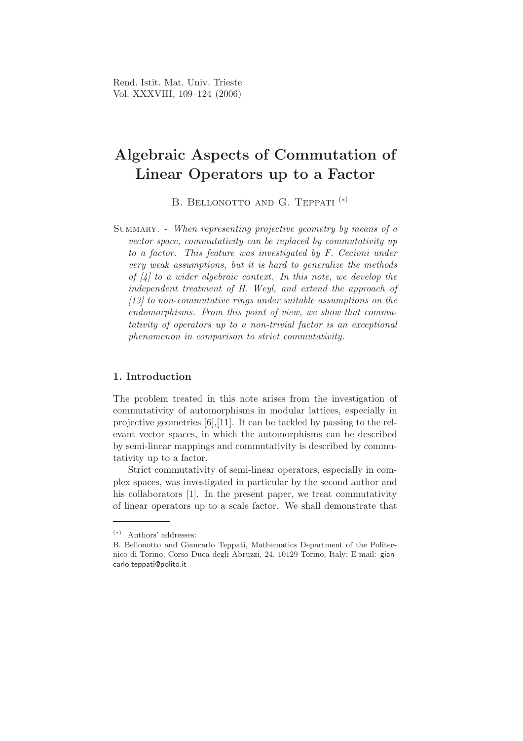# Algebraic Aspects of Commutation of Linear Operators up to a Factor

B. Bellonotto and G. Teppati [(*)]

Summary. - *When representing projective geometry by means of a vector space, commutativity can be replaced by commutativity up to a factor. This feature was investigated by F. Cecioni under very weak assumptions, but it is hard to generalize the methods of [4] to a wider algebraic context. In this note, we develop the independent treatment of H. Weyl, and extend the approach of [13] to non-commutative rings under suitable assumptions on the endomorphisms. From this point of view, we show that commutativity of operators up to a non-trivial factor is an exceptional phenomenon in comparison to strict commutativity.*

## 1. Introduction

The problem treated in this note arises from the investigation of commutativity of automorphisms in modular lattices, especially in projective geometries [6],[11]. It can be tackled by passing to the relevant vector spaces, in which the automorphisms can be described by semi-linear mappings and commutativity is described by commutativity up to a factor.

Strict commutativity of semi-linear operators, especially in complex spaces, was investigated in particular by the second author and his collaborators [1]. In the present paper, we treat commutativity of linear operators up to a scale factor. We shall demonstrate that

---

[(*)] Authors' addresses:
B. Bellonotto and Giancarlo Teppati, Mathematics Department of the Politecnico di Torino; Corso Duca degli Abruzzi, 24, 10129 Torino, Italy; E-mail: giancarlo.teppati@polito.it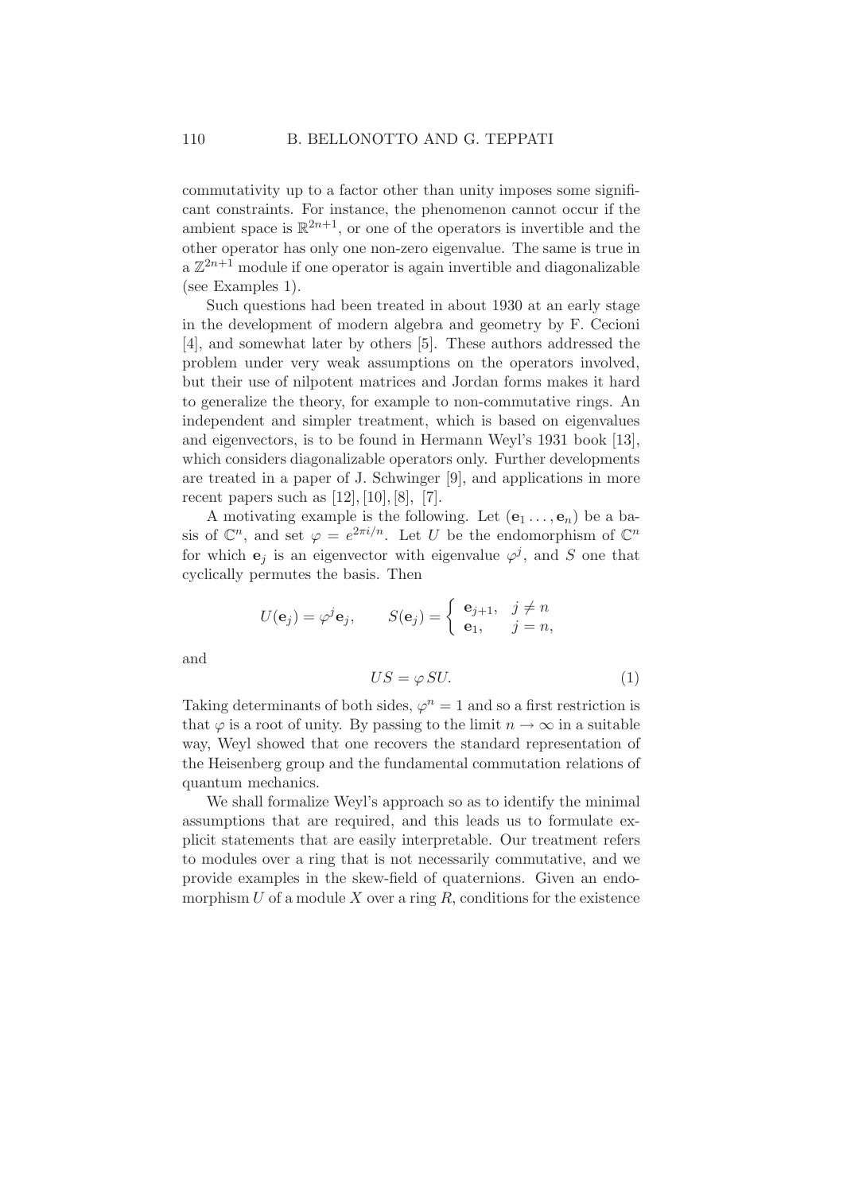commutativity up to a factor other than unity imposes some significant constraints. For instance, the phenomenon cannot occur if the ambient space is $\mathbb{R}^{2n+1}$, or one of the operators is invertible and the other operator has only one non-zero eigenvalue. The same is true in a $\mathbb{Z}^{2n+1}$ module if one operator is again invertible and diagonalizable (see Examples 1).

Such questions had been treated in about 1930 at an early stage in the development of modern algebra and geometry by F. Cecioni [4], and somewhat later by others [5]. These authors addressed the problem under very weak assumptions on the operators involved, but their use of nilpotent matrices and Jordan forms makes it hard to generalize the theory, for example to non-commutative rings. An independent and simpler treatment, which is based on eigenvalues and eigenvectors, is to be found in Hermann Weyl's 1931 book [13], which considers diagonalizable operators only. Further developments are treated in a paper of J. Schwinger [9], and applications in more recent papers such as [12], [10], [8], [7].

A motivating example is the following. Let $(\mathbf{e}_1 \ldots, \mathbf{e}_n)$ be a basis of $\mathbb{C}^n$, and set $\varphi = e^{2\pi i/n}$. Let $U$ be the endomorphism of $\mathbb{C}^n$ for which $\mathbf{e}_j$ is an eigenvector with eigenvalue $\varphi^j$, and $S$ one that cyclically permutes the basis. Then

$$U(\mathbf{e}_j) = \varphi^j \mathbf{e}_j, \qquad S(\mathbf{e}_j) = \begin{cases} \mathbf{e}_{j+1}, & j \neq n \\ \mathbf{e}_1, & j = n, \end{cases}$$

and

$$US = \varphi\, SU. \tag{1}$$

Taking determinants of both sides, $\varphi^n = 1$ and so a first restriction is that $\varphi$ is a root of unity. By passing to the limit $n \to \infty$ in a suitable way, Weyl showed that one recovers the standard representation of the Heisenberg group and the fundamental commutation relations of quantum mechanics.

We shall formalize Weyl's approach so as to identify the minimal assumptions that are required, and this leads us to formulate explicit statements that are easily interpretable. Our treatment refers to modules over a ring that is not necessarily commutative, and we provide examples in the skew-field of quaternions. Given an endomorphism $U$ of a module $X$ over a ring $R$, conditions for the existence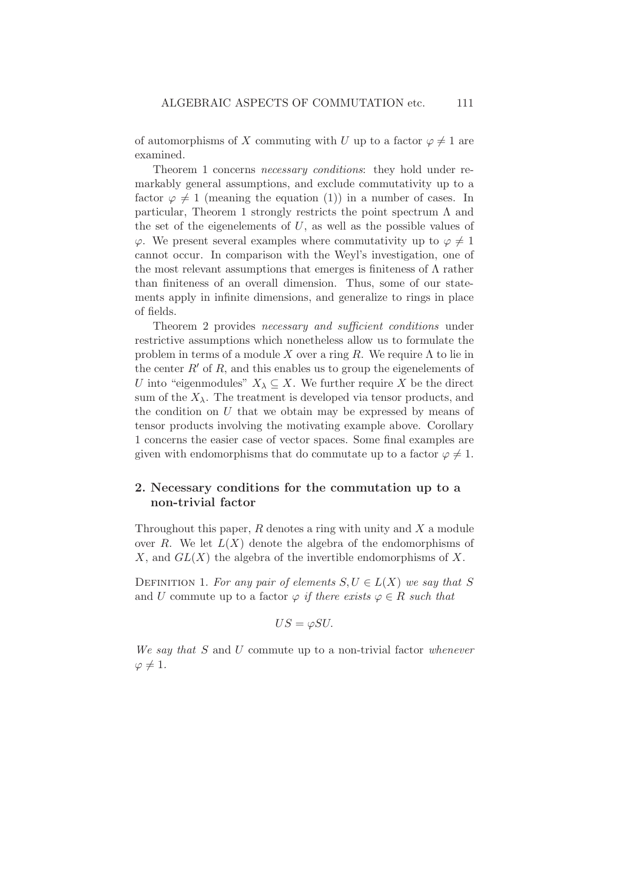of automorphisms of $X$ commuting with $U$ up to a factor $\varphi \neq 1$ are examined.

Theorem 1 concerns *necessary conditions*: they hold under remarkably general assumptions, and exclude commutativity up to a factor $\varphi \neq 1$ (meaning the equation (1)) in a number of cases. In particular, Theorem 1 strongly restricts the point spectrum $\Lambda$ and the set of the eigenelements of $U$, as well as the possible values of $\varphi$. We present several examples where commutativity up to $\varphi \neq 1$ cannot occur. In comparison with the Weyl's investigation, one of the most relevant assumptions that emerges is finiteness of $\Lambda$ rather than finiteness of an overall dimension. Thus, some of our statements apply in infinite dimensions, and generalize to rings in place of fields.

Theorem 2 provides *necessary and sufficient conditions* under restrictive assumptions which nonetheless allow us to formulate the problem in terms of a module $X$ over a ring $R$. We require $\Lambda$ to lie in the center $R'$ of $R$, and this enables us to group the eigenelements of $U$ into "eigenmodules" $X_\lambda \subseteq X$. We further require $X$ be the direct sum of the $X_\lambda$. The treatment is developed via tensor products, and the condition on $U$ that we obtain may be expressed by means of tensor products involving the motivating example above. Corollary 1 concerns the easier case of vector spaces. Some final examples are given with endomorphisms that do commutate up to a factor $\varphi \neq 1$.

## 2. Necessary conditions for the commutation up to a non-trivial factor

Throughout this paper, $R$ denotes a ring with unity and $X$ a module over $R$. We let $L(X)$ denote the algebra of the endomorphisms of $X$, and $GL(X)$ the algebra of the invertible endomorphisms of $X$.

Definition 1. *For any pair of elements $S, U \in L(X)$ we say that $S$* and $U$ commute up to a factor $\varphi$ *if there exists $\varphi \in R$ such that*

$$US = \varphi SU.$$

*We say that $S$* and $U$ commute up to a non-trivial factor *whenever $\varphi \neq 1$.*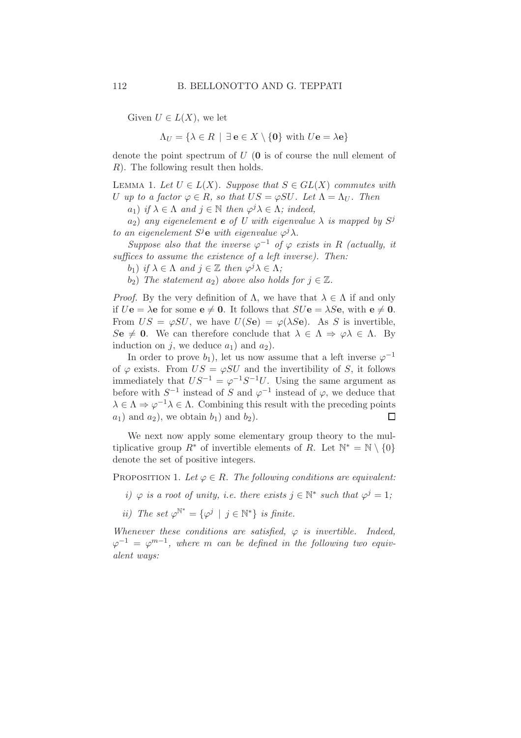Given $U \in L(X)$, we let

$$\Lambda_U = \{\lambda \in R \mid \exists\, \mathbf{e} \in X \setminus \{\mathbf{0}\} \text{ with } U\mathbf{e} = \lambda\mathbf{e}\}$$

denote the point spectrum of $U$ ($\mathbf{0}$ is of course the null element of $R$). The following result then holds.

Lemma 1. *Let $U \in L(X)$. Suppose that $S \in GL(X)$ commutes with $U$ up to a factor $\varphi \in R$, so that $US = \varphi SU$. Let $\Lambda = \Lambda_U$. Then*

*$a_1$) if $\lambda \in \Lambda$ and $j \in \mathbb{N}$ then $\varphi^j\lambda \in \Lambda$; indeed,*

*$a_2$) any eigenelement $\mathbf{e}$ of $U$ with eigenvalue $\lambda$ is mapped by $S^j$ to an eigenelement $S^j\mathbf{e}$ with eigenvalue $\varphi^j\lambda$.*

*Suppose also that the inverse $\varphi^{-1}$ of $\varphi$ exists in $R$ (actually, it suffices to assume the existence of a left inverse). Then:*

*$b_1$) if $\lambda \in \Lambda$ and $j \in \mathbb{Z}$ then $\varphi^j\lambda \in \Lambda$;*

*$b_2$) The statement $a_2$) above also holds for $j \in \mathbb{Z}$.*

*Proof.* By the very definition of $\Lambda$, we have that $\lambda \in \Lambda$ if and only if $U\mathbf{e} = \lambda\mathbf{e}$ for some $\mathbf{e} \neq \mathbf{0}$. It follows that $SU\mathbf{e} = \lambda S\mathbf{e}$, with $\mathbf{e} \neq \mathbf{0}$. From $US = \varphi SU$, we have $U(S\mathbf{e}) = \varphi(\lambda S\mathbf{e})$. As $S$ is invertible, $S\mathbf{e} \neq \mathbf{0}$. We can therefore conclude that $\lambda \in \Lambda \Rightarrow \varphi\lambda \in \Lambda$. By induction on $j$, we deduce $a_1$) and $a_2$).

In order to prove $b_1$), let us now assume that a left inverse $\varphi^{-1}$ of $\varphi$ exists. From $US = \varphi SU$ and the invertibility of $S$, it follows immediately that $US^{-1} = \varphi^{-1}S^{-1}U$. Using the same argument as before with $S^{-1}$ instead of $S$ and $\varphi^{-1}$ instead of $\varphi$, we deduce that $\lambda \in \Lambda \Rightarrow \varphi^{-1}\lambda \in \Lambda$. Combining this result with the preceding points $a_1$) and $a_2$), we obtain $b_1$) and $b_2$). $\square$

We next now apply some elementary group theory to the multiplicative group $R^*$ of invertible elements of $R$. Let $\mathbb{N}^* = \mathbb{N} \setminus \{0\}$ denote the set of positive integers.

Proposition 1. *Let $\varphi \in R$. The following conditions are equivalent:*

*i) $\varphi$ is a root of unity, i.e. there exists $j \in \mathbb{N}^*$ such that $\varphi^j = 1$;*

*ii) The set $\varphi^{\mathbb{N}^*} = \{\varphi^j \mid j \in \mathbb{N}^*\}$ is finite.*

*Whenever these conditions are satisfied, $\varphi$ is invertible. Indeed, $\varphi^{-1} = \varphi^{m-1}$, where $m$ can be defined in the following two equivalent ways:*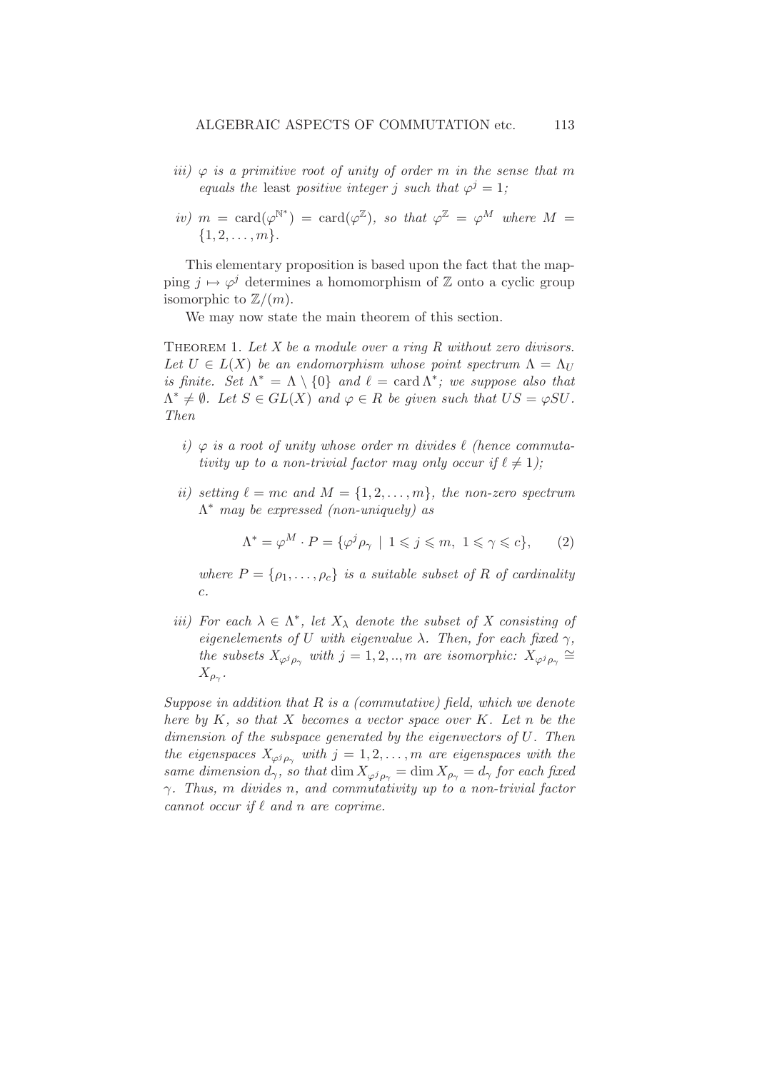*iii)* *$\varphi$ is a primitive root of unity of order $m$ in the sense that $m$ equals the* least *positive integer $j$ such that $\varphi^j = 1$;*

*iv)* *$m = \operatorname{card}(\varphi^{\mathbb{N}^*}) = \operatorname{card}(\varphi^{\mathbb{Z}})$, so that $\varphi^{\mathbb{Z}} = \varphi^M$ where $M = \{1, 2, \ldots, m\}$.*

This elementary proposition is based upon the fact that the mapping $j \mapsto \varphi^j$ determines a homomorphism of $\mathbb{Z}$ onto a cyclic group isomorphic to $\mathbb{Z}/(m)$.

We may now state the main theorem of this section.

THEOREM 1. *Let $X$ be a module over a ring $R$ without zero divisors. Let $U \in L(X)$ be an endomorphism whose point spectrum $\Lambda = \Lambda_U$ is finite. Set $\Lambda^* = \Lambda \setminus \{0\}$ and $\ell = \operatorname{card} \Lambda^*$; we suppose also that $\Lambda^* \neq \emptyset$. Let $S \in GL(X)$ and $\varphi \in R$ be given such that $US = \varphi SU$. Then*

*i)* *$\varphi$ is a root of unity whose order $m$ divides $\ell$ (hence commutativity up to a non-trivial factor may only occur if $\ell \neq 1$);*

*ii)* *setting $\ell = mc$ and $M = \{1, 2, \ldots, m\}$, the non-zero spectrum $\Lambda^*$ may be expressed (non-uniquely) as*

$$\Lambda^* = \varphi^M \cdot P = \{\varphi^j \rho_\gamma \mid 1 \leqslant j \leqslant m,\ 1 \leqslant \gamma \leqslant c\}, \qquad (2)$$

*where $P = \{\rho_1, \ldots, \rho_c\}$ is a suitable subset of $R$ of cardinality $c$.*

*iii)* *For each $\lambda \in \Lambda^*$, let $X_\lambda$ denote the subset of $X$ consisting of eigenelements of $U$ with eigenvalue $\lambda$. Then, for each fixed $\gamma$, the subsets $X_{\varphi^j \rho_\gamma}$ with $j = 1, 2, .., m$ are isomorphic: $X_{\varphi^j \rho_\gamma} \cong X_{\rho_\gamma}$.*

*Suppose in addition that $R$ is a (commutative) field, which we denote here by $K$, so that $X$ becomes a vector space over $K$. Let $n$ be the dimension of the subspace generated by the eigenvectors of $U$. Then the eigenspaces $X_{\varphi^j \rho_\gamma}$ with $j = 1, 2, \ldots, m$ are eigenspaces with the same dimension $d_\gamma$, so that $\dim X_{\varphi^j \rho_\gamma} = \dim X_{\rho_\gamma} = d_\gamma$ for each fixed $\gamma$. Thus, $m$ divides $n$, and commutativity up to a non-trivial factor cannot occur if $\ell$ and $n$ are coprime.*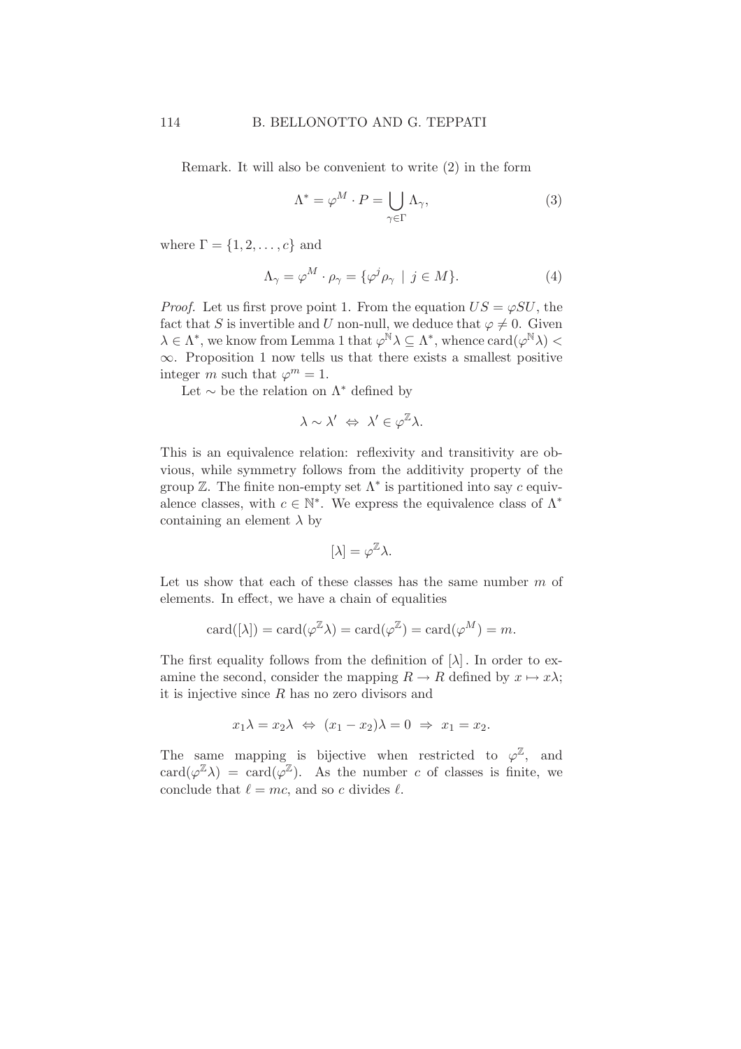Remark. It will also be convenient to write (2) in the form

$$\Lambda^* = \varphi^M \cdot P = \bigcup_{\gamma \in \Gamma} \Lambda_\gamma, \tag{3}$$

where $\Gamma = \{1, 2, \ldots, c\}$ and

$$\Lambda_\gamma = \varphi^M \cdot \rho_\gamma = \{\varphi^j \rho_\gamma \mid j \in M\}. \tag{4}$$

*Proof.* Let us first prove point 1. From the equation $US = \varphi SU$, the fact that $S$ is invertible and $U$ non-null, we deduce that $\varphi \neq 0$. Given $\lambda \in \Lambda^*$, we know from Lemma 1 that $\varphi^{\mathbb{N}}\lambda \subseteq \Lambda^*$, whence $\operatorname{card}(\varphi^{\mathbb{N}}\lambda) < \infty$. Proposition 1 now tells us that there exists a smallest positive integer $m$ such that $\varphi^m = 1$.

Let $\sim$ be the relation on $\Lambda^*$ defined by

$$\lambda \sim \lambda' \;\Leftrightarrow\; \lambda' \in \varphi^{\mathbb{Z}}\lambda.$$

This is an equivalence relation: reflexivity and transitivity are obvious, while symmetry follows from the additivity property of the group $\mathbb{Z}$. The finite non-empty set $\Lambda^*$ is partitioned into say $c$ equivalence classes, with $c \in \mathbb{N}^*$. We express the equivalence class of $\Lambda^*$ containing an element $\lambda$ by

$$[\lambda] = \varphi^{\mathbb{Z}}\lambda.$$

Let us show that each of these classes has the same number $m$ of elements. In effect, we have a chain of equalities

$$\operatorname{card}([\lambda]) = \operatorname{card}(\varphi^{\mathbb{Z}}\lambda) = \operatorname{card}(\varphi^{\mathbb{Z}}) = \operatorname{card}(\varphi^M) = m.$$

The first equality follows from the definition of $[\lambda]$. In order to examine the second, consider the mapping $R \to R$ defined by $x \mapsto x\lambda$; it is injective since $R$ has no zero divisors and

$$x_1\lambda = x_2\lambda \;\Leftrightarrow\; (x_1 - x_2)\lambda = 0 \;\Rightarrow\; x_1 = x_2.$$

The same mapping is bijective when restricted to $\varphi^{\mathbb{Z}}$, and $\operatorname{card}(\varphi^{\mathbb{Z}}\lambda) = \operatorname{card}(\varphi^{\mathbb{Z}})$. As the number $c$ of classes is finite, we conclude that $\ell = mc$, and so $c$ divides $\ell$.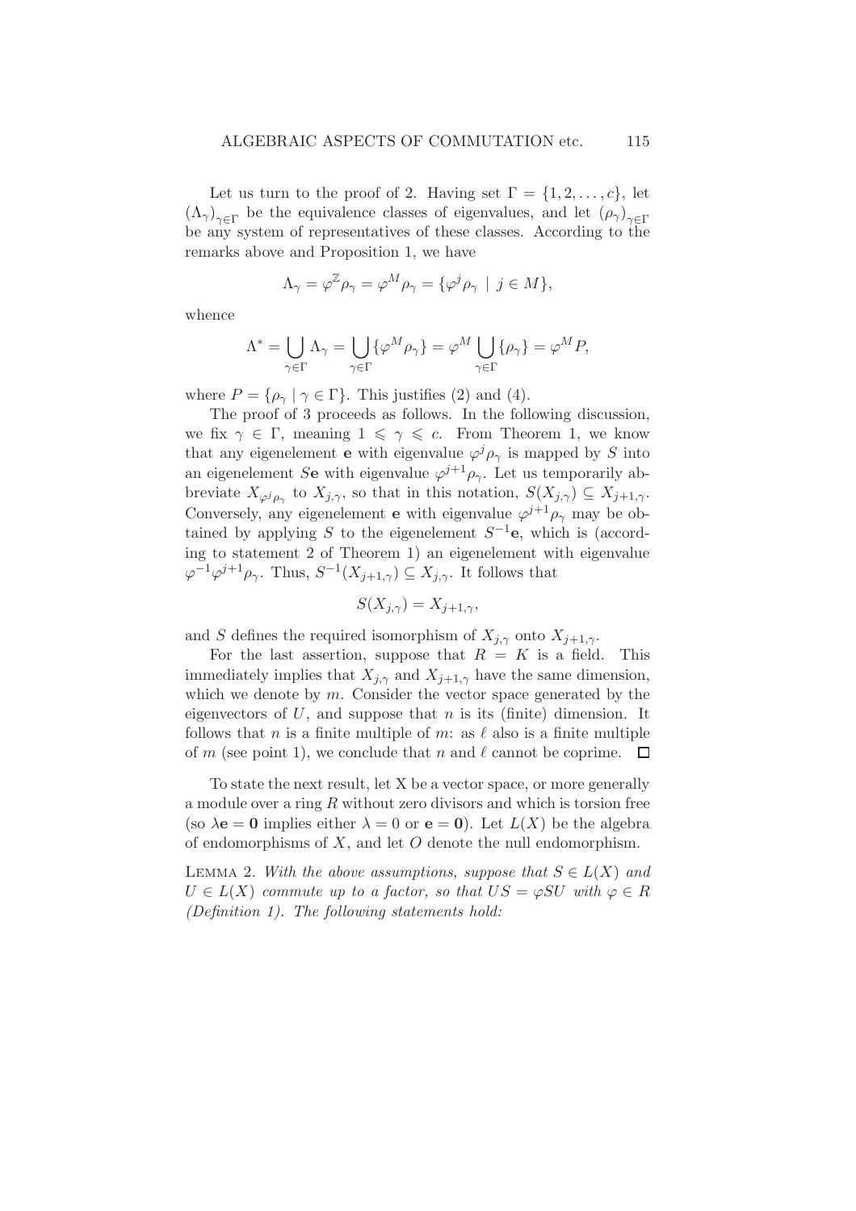Let us turn to the proof of 2. Having set $\Gamma = \{1, 2, \ldots, c\}$, let $(\Lambda_\gamma)_{\gamma \in \Gamma}$ be the equivalence classes of eigenvalues, and let $(\rho_\gamma)_{\gamma \in \Gamma}$ be any system of representatives of these classes. According to the remarks above and Proposition 1, we have

$$\Lambda_\gamma = \varphi^{\mathbb{Z}} \rho_\gamma = \varphi^M \rho_\gamma = \{\varphi^j \rho_\gamma \mid j \in M\},$$

whence

$$\Lambda^* = \bigcup_{\gamma \in \Gamma} \Lambda_\gamma = \bigcup_{\gamma \in \Gamma} \{\varphi^M \rho_\gamma\} = \varphi^M \bigcup_{\gamma \in \Gamma} \{\rho_\gamma\} = \varphi^M P,$$

where $P = \{\rho_\gamma \mid \gamma \in \Gamma\}$. This justifies (2) and (4).

The proof of 3 proceeds as follows. In the following discussion, we fix $\gamma \in \Gamma$, meaning $1 \leqslant \gamma \leqslant c$. From Theorem 1, we know that any eigenelement $\mathbf{e}$ with eigenvalue $\varphi^j \rho_\gamma$ is mapped by $S$ into an eigenelement $S\mathbf{e}$ with eigenvalue $\varphi^{j+1} \rho_\gamma$. Let us temporarily abbreviate $X_{\varphi^j \rho_\gamma}$ to $X_{j,\gamma}$, so that in this notation, $S(X_{j,\gamma}) \subseteq X_{j+1,\gamma}$. Conversely, any eigenelement $\mathbf{e}$ with eigenvalue $\varphi^{j+1}\rho_\gamma$ may be obtained by applying $S$ to the eigenelement $S^{-1}\mathbf{e}$, which is (according to statement 2 of Theorem 1) an eigenelement with eigenvalue $\varphi^{-1}\varphi^{j+1}\rho_\gamma$. Thus, $S^{-1}(X_{j+1,\gamma}) \subseteq X_{j,\gamma}$. It follows that

$$S(X_{j,\gamma}) = X_{j+1,\gamma},$$

and $S$ defines the required isomorphism of $X_{j,\gamma}$ onto $X_{j+1,\gamma}$.

For the last assertion, suppose that $R = K$ is a field. This immediately implies that $X_{j,\gamma}$ and $X_{j+1,\gamma}$ have the same dimension, which we denote by $m$. Consider the vector space generated by the eigenvectors of $U$, and suppose that $n$ is its (finite) dimension. It follows that $n$ is a finite multiple of $m$: as $\ell$ also is a finite multiple of $m$ (see point 1), we conclude that $n$ and $\ell$ cannot be coprime. $\square$

To state the next result, let X be a vector space, or more generally a module over a ring $R$ without zero divisors and which is torsion free (so $\lambda\mathbf{e} = \mathbf{0}$ implies either $\lambda = 0$ or $\mathbf{e} = \mathbf{0}$). Let $L(X)$ be the algebra of endomorphisms of $X$, and let $O$ denote the null endomorphism.

Lemma 2. *With the above assumptions, suppose that $S \in L(X)$ and $U \in L(X)$ commute up to a factor, so that $US = \varphi SU$ with $\varphi \in R$ (Definition 1). The following statements hold:*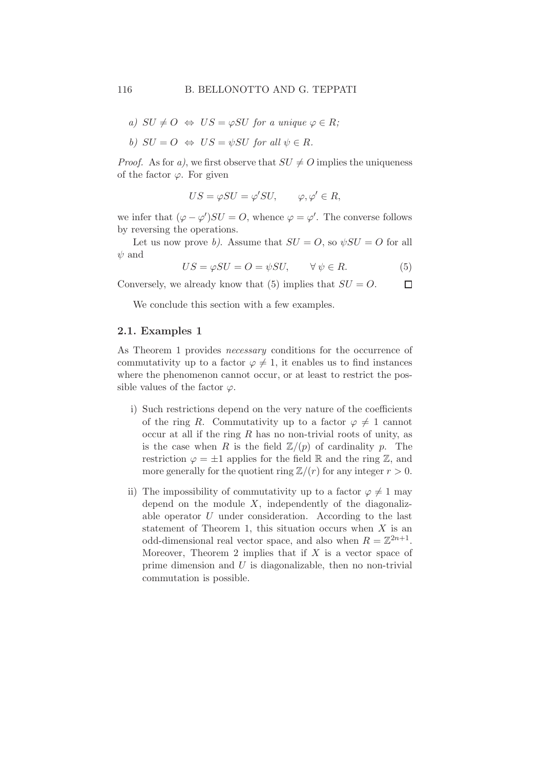*a)* $SU \neq O \;\Leftrightarrow\; US = \varphi SU$ *for a unique* $\varphi \in R$*;*

*b)* $SU = O \;\Leftrightarrow\; US = \psi SU$ *for all* $\psi \in R$*.*

*Proof.* As for *a)*, we first observe that $SU \neq O$ implies the uniqueness of the factor $\varphi$. For given

$$US = \varphi SU = \varphi' SU, \qquad \varphi, \varphi' \in R,$$

we infer that $(\varphi - \varphi')SU = O$, whence $\varphi = \varphi'$. The converse follows by reversing the operations.

Let us now prove *b)*. Assume that $SU = O$, so $\psi SU = O$ for all $\psi$ and

$$US = \varphi SU = O = \psi SU, \qquad \forall\, \psi \in R. \tag{5}$$

Conversely, we already know that (5) implies that $SU = O$. □

We conclude this section with a few examples.

### 2.1. Examples 1

As Theorem 1 provides *necessary* conditions for the occurrence of commutativity up to a factor $\varphi \neq 1$, it enables us to find instances where the phenomenon cannot occur, or at least to restrict the possible values of the factor $\varphi$.

i) Such restrictions depend on the very nature of the coefficients of the ring $R$. Commutativity up to a factor $\varphi \neq 1$ cannot occur at all if the ring $R$ has no non-trivial roots of unity, as is the case when $R$ is the field $\mathbb{Z}/(p)$ of cardinality $p$. The restriction $\varphi = \pm 1$ applies for the field $\mathbb{R}$ and the ring $\mathbb{Z}$, and more generally for the quotient ring $\mathbb{Z}/(r)$ for any integer $r > 0$.

ii) The impossibility of commutativity up to a factor $\varphi \neq 1$ may depend on the module $X$, independently of the diagonalizable operator $U$ under consideration. According to the last statement of Theorem 1, this situation occurs when $X$ is an odd-dimensional real vector space, and also when $R = \mathbb{Z}^{2n+1}$. Moreover, Theorem 2 implies that if $X$ is a vector space of prime dimension and $U$ is diagonalizable, then no non-trivial commutation is possible.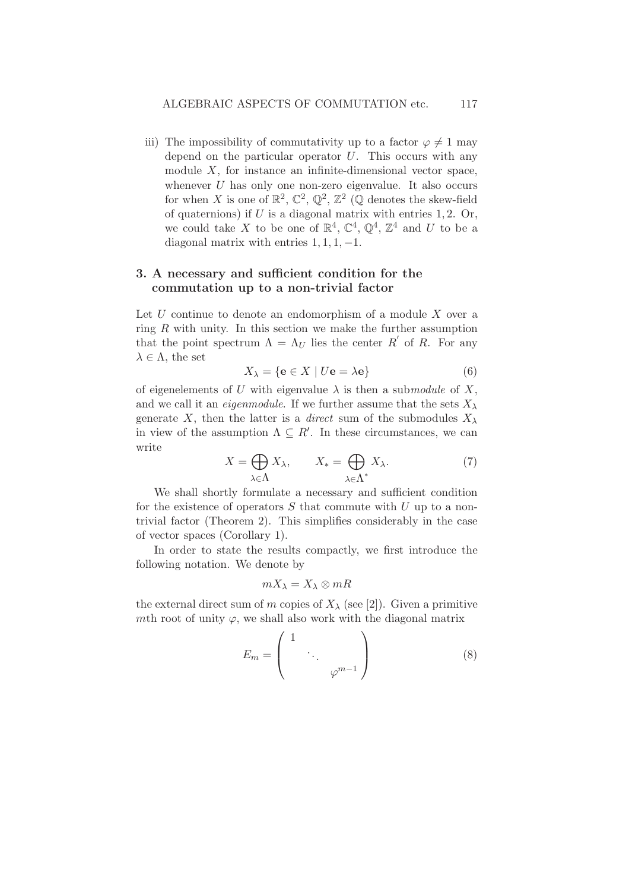iii) The impossibility of commutativity up to a factor $\varphi \neq 1$ may depend on the particular operator $U$. This occurs with any module $X$, for instance an infinite-dimensional vector space, whenever $U$ has only one non-zero eigenvalue. It also occurs for when $X$ is one of $\mathbb{R}^2$, $\mathbb{C}^2$, $\mathbb{Q}^2$, $\mathbb{Z}^2$ ($\mathbb{Q}$ denotes the skew-field of quaternions) if $U$ is a diagonal matrix with entries $1, 2$. Or, we could take $X$ to be one of $\mathbb{R}^4$, $\mathbb{C}^4$, $\mathbb{Q}^4$, $\mathbb{Z}^4$ and $U$ to be a diagonal matrix with entries $1, 1, 1, -1$.

## 3. A necessary and sufficient condition for the commutation up to a non-trivial factor

Let $U$ continue to denote an endomorphism of a module $X$ over a ring $R$ with unity. In this section we make the further assumption that the point spectrum $\Lambda = \Lambda_U$ lies the center $R'$ of $R$. For any $\lambda \in \Lambda$, the set

$$X_\lambda = \{\mathbf{e} \in X \mid U\mathbf{e} = \lambda \mathbf{e}\} \tag{6}$$

of eigenelements of $U$ with eigenvalue $\lambda$ is then a sub*module* of $X$, and we call it an *eigenmodule*. If we further assume that the sets $X_\lambda$ generate $X$, then the latter is a *direct* sum of the submodules $X_\lambda$ in view of the assumption $\Lambda \subseteq R'$. In these circumstances, we can write

$$X = \bigoplus_{\lambda \in \Lambda} X_\lambda, \qquad X_* = \bigoplus_{\lambda \in \Lambda^*} X_\lambda. \tag{7}$$

We shall shortly formulate a necessary and sufficient condition for the existence of operators $S$ that commute with $U$ up to a non-trivial factor (Theorem 2). This simplifies considerably in the case of vector spaces (Corollary 1).

In order to state the results compactly, we first introduce the following notation. We denote by

$$mX_\lambda = X_\lambda \otimes mR$$

the external direct sum of $m$ copies of $X_\lambda$ (see [2]). Given a primitive $m$th root of unity $\varphi$, we shall also work with the diagonal matrix

$$E_m = \begin{pmatrix} 1 & & \\ & \ddots & \\ & & \varphi^{m-1} \end{pmatrix} \tag{8}$$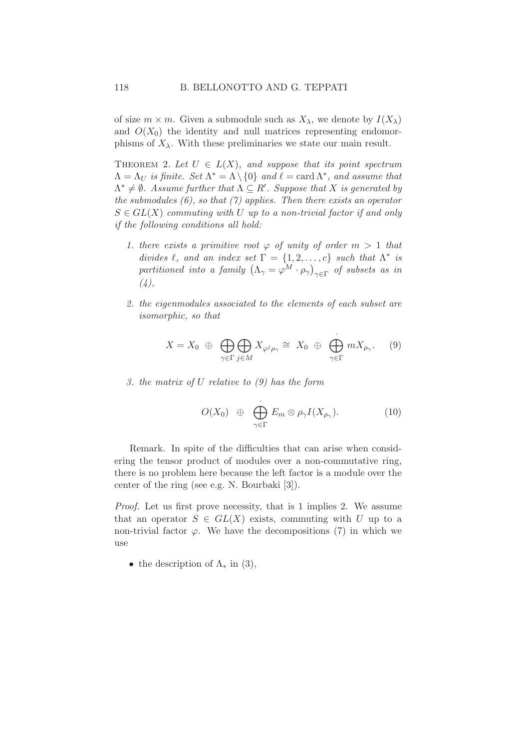of size $m \times m$. Given a submodule such as $X_\lambda$, we denote by $I(X_\lambda)$ and $O(X_0)$ the identity and null matrices representing endomorphisms of $X_\lambda$. With these preliminaries we state our main result.

THEOREM 2. *Let $U \in L(X)$, and suppose that its point spectrum $\Lambda = \Lambda_U$ is finite. Set $\Lambda^* = \Lambda \setminus \{0\}$ and $\ell = \operatorname{card} \Lambda^*$, and assume that $\Lambda^* \neq \emptyset$. Assume further that $\Lambda \subseteq R'$. Suppose that $X$ is generated by the submodules (6), so that (7) applies. Then there exists an operator $S \in GL(X)$ commuting with $U$ up to a non-trivial factor if and only if the following conditions all hold:*

1. *there exists a primitive root $\varphi$ of unity of order $m > 1$ that divides $\ell$, and an index set $\Gamma = \{1, 2, \ldots, c\}$ such that $\Lambda^*$ is partitioned into a family $\left(\Lambda_\gamma = \varphi^M \cdot \rho_\gamma\right)_{\gamma \in \Gamma}$ of subsets as in (4),*

2. *the eigenmodules associated to the elements of each subset are isomorphic, so that*

$$X = X_0 \;\oplus\; \bigoplus_{\gamma\in\Gamma}\bigoplus_{j\in M} X_{\varphi^j \rho_\gamma} \cong\; X_0 \;\oplus\; \dot{\bigoplus_{\gamma\in\Gamma}} mX_{\rho_\gamma}. \tag{9}$$

3. *the matrix of $U$ relative to (9) has the form*

$$O(X_0) \;\;\oplus\;\; \dot{\bigoplus_{\gamma\in\Gamma}} E_m \otimes \rho_\gamma I(X_{\rho_\gamma}). \tag{10}$$

Remark. In spite of the difficulties that can arise when considering the tensor product of modules over a non-commutative ring, there is no problem here because the left factor is a module over the center of the ring (see e.g. N. Bourbaki [3]).

*Proof.* Let us first prove necessity, that is 1 implies 2. We assume that an operator $S \in GL(X)$ exists, commuting with $U$ up to a non-trivial factor $\varphi$. We have the decompositions (7) in which we use

- the description of $\Lambda_*$ in (3),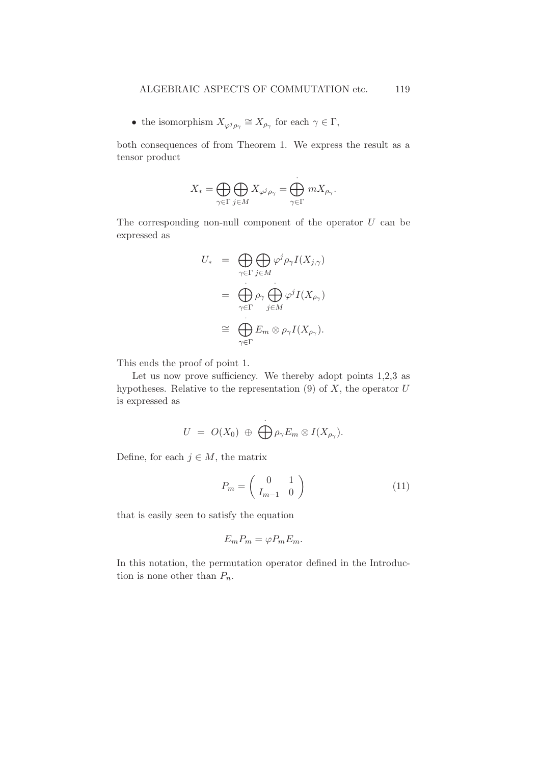- the isomorphism $X_{\varphi^j \rho_\gamma} \cong X_{\rho_\gamma}$ for each $\gamma \in \Gamma$,

both consequences of from Theorem 1. We express the result as a tensor product

$$X_* = \bigoplus_{\gamma \in \Gamma} \bigoplus_{j \in M} X_{\varphi^j \rho_\gamma} = \dot{\bigoplus_{\gamma \in \Gamma}} m X_{\rho_\gamma}.$$

The corresponding non-null component of the operator $U$ can be expressed as

$$\begin{aligned}
U_* &= \bigoplus_{\gamma \in \Gamma} \bigoplus_{j \in M} \varphi^j \rho_\gamma I(X_{j,\gamma}) \\
&= \dot{\bigoplus_{\gamma \in \Gamma}} \rho_\gamma \dot{\bigoplus_{j \in M}} \varphi^j I(X_{\rho_\gamma}) \\
&\cong \dot{\bigoplus_{\gamma \in \Gamma}} E_m \otimes \rho_\gamma I(X_{\rho_\gamma}).
\end{aligned}$$

This ends the proof of point 1.

Let us now prove sufficiency. We thereby adopt points 1,2,3 as hypotheses. Relative to the representation (9) of $X$, the operator $U$ is expressed as

$$U \;=\; O(X_0) \;\oplus\; \dot{\bigoplus} \rho_\gamma E_m \otimes I(X_{\rho_\gamma}).$$

Define, for each $j \in M$, the matrix

$$P_m = \begin{pmatrix} 0 & 1 \\ I_{m-1} & 0 \end{pmatrix} \tag{11}$$

that is easily seen to satisfy the equation

$$E_m P_m = \varphi P_m E_m.$$

In this notation, the permutation operator defined in the Introduction is none other than $P_n$.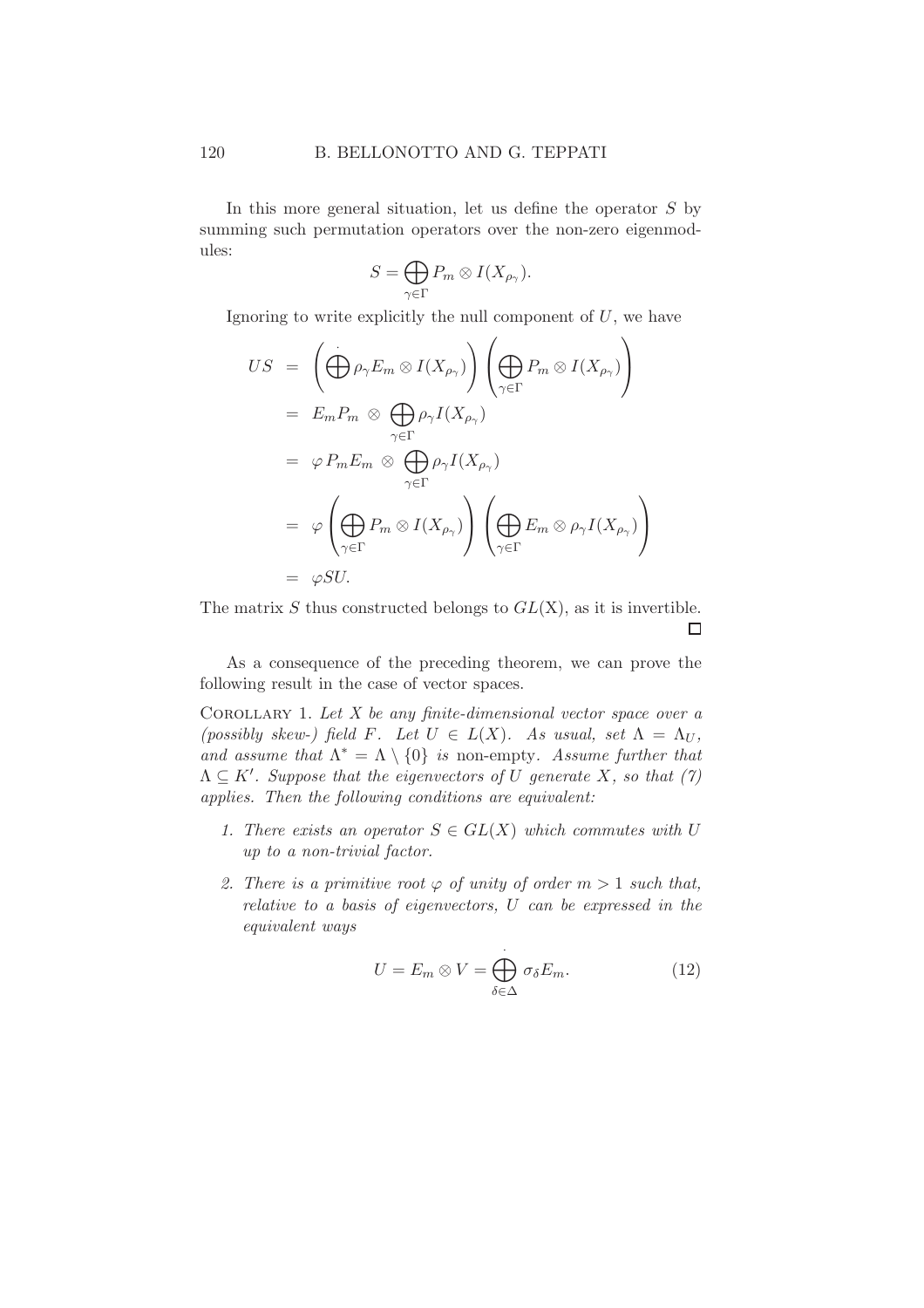In this more general situation, let us define the operator $S$ by summing such permutation operators over the non-zero eigenmodules:

$$S = \bigoplus_{\gamma \in \Gamma} P_m \otimes I(X_{\rho_\gamma}).$$

Ignoring to write explicitly the null component of $U$, we have

$$\begin{aligned}
US &= \left( \dot{\bigoplus} \rho_\gamma E_m \otimes I(X_{\rho_\gamma}) \right) \left( \bigoplus_{\gamma \in \Gamma} P_m \otimes I(X_{\rho_\gamma}) \right) \\
&= E_m P_m \otimes \bigoplus_{\gamma \in \Gamma} \rho_\gamma I(X_{\rho_\gamma}) \\
&= \varphi \, P_m E_m \otimes \bigoplus_{\gamma \in \Gamma} \rho_\gamma I(X_{\rho_\gamma}) \\
&= \varphi \left( \bigoplus_{\gamma \in \Gamma} P_m \otimes I(X_{\rho_\gamma}) \right) \left( \bigoplus_{\gamma \in \Gamma} E_m \otimes \rho_\gamma I(X_{\rho_\gamma}) \right) \\
&= \varphi S U.
\end{aligned}$$

The matrix $S$ thus constructed belongs to $GL(\mathrm{X})$, as it is invertible. □

As a consequence of the preceding theorem, we can prove the following result in the case of vector spaces.

Corollary 1. *Let $X$ be any finite-dimensional vector space over a (possibly skew-) field $F$. Let $U \in L(X)$. As usual, set $\Lambda = \Lambda_U$, and assume that $\Lambda^* = \Lambda \setminus \{0\}$ is* non-empty. *Assume further that $\Lambda \subseteq K'$. Suppose that the eigenvectors of $U$ generate $X$, so that (7) applies. Then the following conditions are equivalent:*

1. *There exists an operator $S \in GL(X)$ which commutes with $U$ up to a non-trivial factor.*
2. *There is a primitive root $\varphi$ of unity of order $m > 1$ such that, relative to a basis of eigenvectors, $U$ can be expressed in the equivalent ways*

$$U = E_m \otimes V = \dot{\bigoplus_{\delta \in \Delta}} \sigma_\delta E_m. \tag{12}$$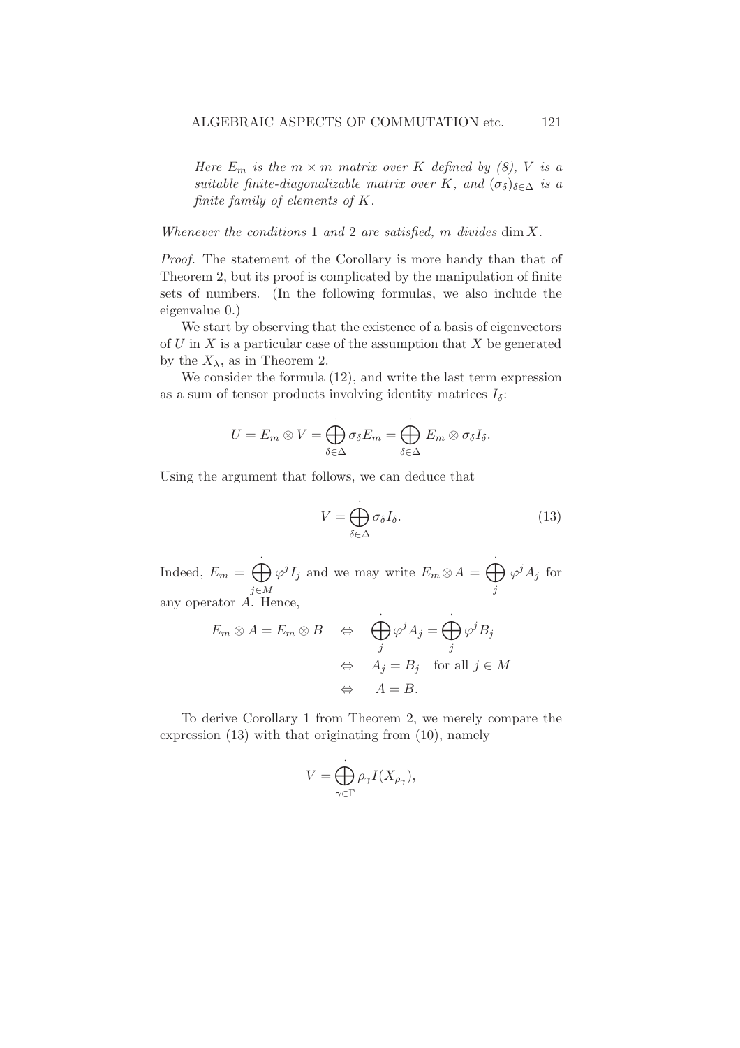*Here $E_m$ is the $m \times m$ matrix over $K$ defined by (8), $V$ is a suitable finite-diagonalizable matrix over $K$, and $(\sigma_\delta)_{\delta\in\Delta}$ is a finite family of elements of $K$.*

*Whenever the conditions* 1 *and* 2 *are satisfied, $m$ divides* $\dim X$*.*

*Proof.* The statement of the Corollary is more handy than that of Theorem 2, but its proof is complicated by the manipulation of finite sets of numbers. (In the following formulas, we also include the eigenvalue 0.)

We start by observing that the existence of a basis of eigenvectors of $U$ in $X$ is a particular case of the assumption that $X$ be generated by the $X_\lambda$, as in Theorem 2.

We consider the formula (12), and write the last term expression as a sum of tensor products involving identity matrices $I_\delta$:

$$U = E_m \otimes V = \dot{\bigoplus_{\delta\in\Delta}} \sigma_\delta E_m = \dot{\bigoplus_{\delta\in\Delta}} E_m \otimes \sigma_\delta I_\delta.$$

Using the argument that follows, we can deduce that

$$V = \dot{\bigoplus_{\delta\in\Delta}} \sigma_\delta I_\delta. \tag{13}$$

Indeed, $E_m = \dot{\bigoplus_{j\in M}} \varphi^j I_j$ and we may write $E_m \otimes A = \dot{\bigoplus_{j}} \varphi^j A_j$ for any operator $A$. Hence,

$$\begin{aligned} E_m \otimes A = E_m \otimes B \quad &\Leftrightarrow \quad \dot{\bigoplus_{j}} \varphi^j A_j = \dot{\bigoplus_{j}} \varphi^j B_j \\ &\Leftrightarrow \quad A_j = B_j \quad \text{for all } j \in M \\ &\Leftrightarrow \quad A = B. \end{aligned}$$

To derive Corollary 1 from Theorem 2, we merely compare the expression (13) with that originating from (10), namely

$$V = \dot{\bigoplus_{\gamma\in\Gamma}} \rho_\gamma I(X_{\rho_\gamma}),$$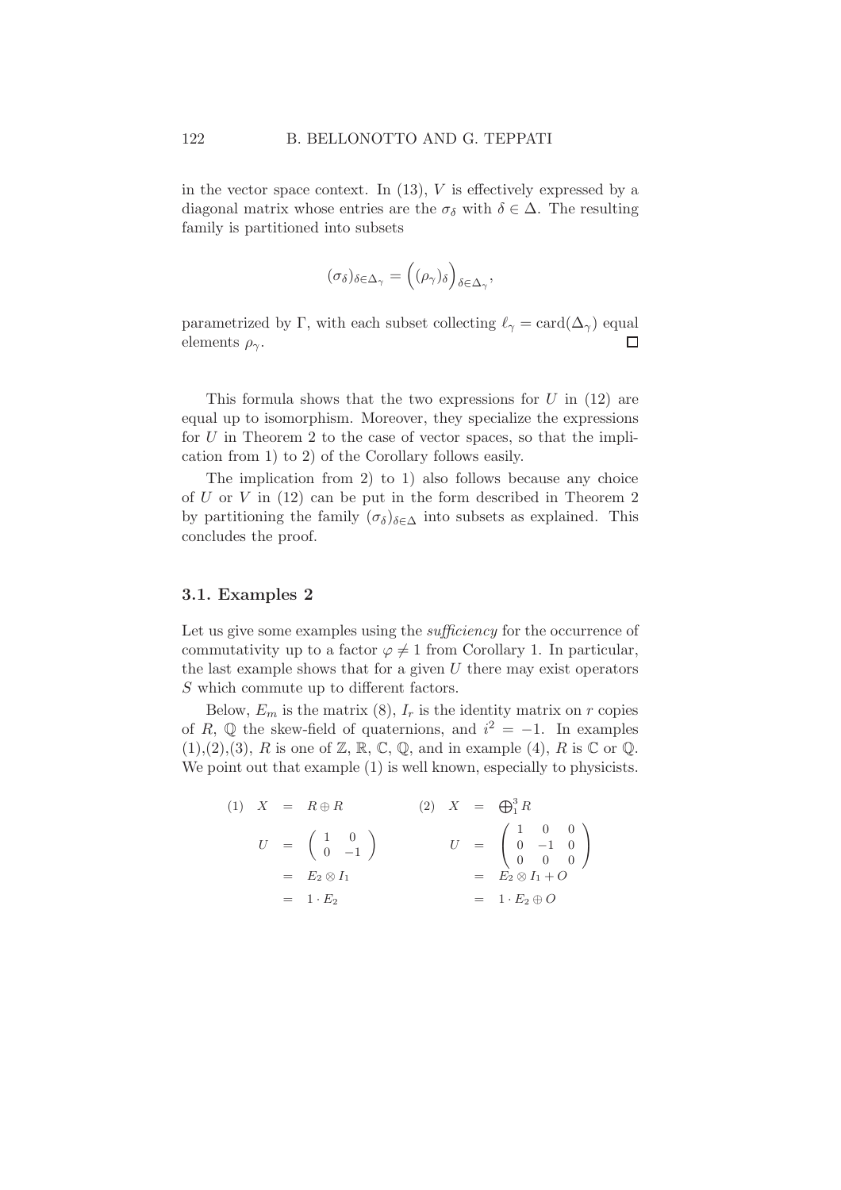in the vector space context. In (13), $V$ is effectively expressed by a diagonal matrix whose entries are the $\sigma_\delta$ with $\delta \in \Delta$. The resulting family is partitioned into subsets

$$(\sigma_\delta)_{\delta \in \Delta_\gamma} = \Big( (\rho_\gamma)_\delta \Big)_{\delta \in \Delta_\gamma},$$

parametrized by $\Gamma$, with each subset collecting $\ell_\gamma = \mathrm{card}(\Delta_\gamma)$ equal elements $\rho_\gamma$. □

This formula shows that the two expressions for $U$ in (12) are equal up to isomorphism. Moreover, they specialize the expressions for $U$ in Theorem 2 to the case of vector spaces, so that the implication from 1) to 2) of the Corollary follows easily.

The implication from 2) to 1) also follows because any choice of $U$ or $V$ in (12) can be put in the form described in Theorem 2 by partitioning the family $(\sigma_\delta)_{\delta \in \Delta}$ into subsets as explained. This concludes the proof.

### 3.1. Examples 2

Let us give some examples using the *sufficiency* for the occurrence of commutativity up to a factor $\varphi \neq 1$ from Corollary 1. In particular, the last example shows that for a given $U$ there may exist operators $S$ which commute up to different factors.

Below, $E_m$ is the matrix (8), $I_r$ is the identity matrix on $r$ copies of $R$, $\mathbb{Q}$ the skew-field of quaternions, and $i^2 = -1$. In examples (1),(2),(3), $R$ is one of $\mathbb{Z}$, $\mathbb{R}$, $\mathbb{C}$, $\mathbb{Q}$, and in example (4), $R$ is $\mathbb{C}$ or $\mathbb{Q}$. We point out that example (1) is well known, especially to physicists.

(1)
$$\begin{aligned} X &= R \oplus R \\ U &= \begin{pmatrix} 1 & 0 \\ 0 & -1 \end{pmatrix} \\ &= E_2 \otimes I_1 \\ &= 1 \cdot E_2 \end{aligned}$$

(2)
$$\begin{aligned} X &= \textstyle\bigoplus_1^3 R \\ U &= \begin{pmatrix} 1 & 0 & 0 \\ 0 & -1 & 0 \\ 0 & 0 & 0 \end{pmatrix} \\ &= E_2 \otimes I_1 + O \\ &= 1 \cdot E_2 \oplus O \end{aligned}$$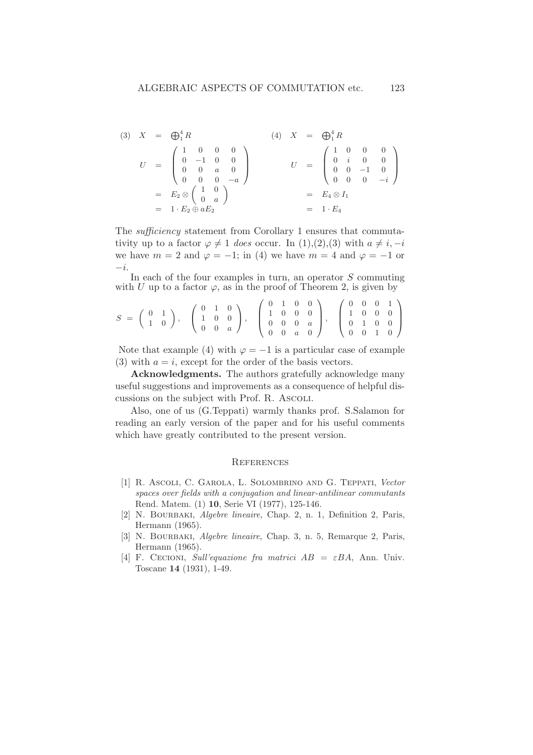$$
(3) \quad \begin{aligned}
X &= \bigoplus_1^4 R \\
U &= \begin{pmatrix} 1 & 0 & 0 & 0 \\ 0 & -1 & 0 & 0 \\ 0 & 0 & a & 0 \\ 0 & 0 & 0 & -a \end{pmatrix} \\
&= E_2 \otimes \begin{pmatrix} 1 & 0 \\ 0 & a \end{pmatrix} \\
&= 1 \cdot E_2 \oplus aE_2
\end{aligned}
\qquad
(4) \quad \begin{aligned}
X &= \bigoplus_1^4 R \\
U &= \begin{pmatrix} 1 & 0 & 0 & 0 \\ 0 & i & 0 & 0 \\ 0 & 0 & -1 & 0 \\ 0 & 0 & 0 & -i \end{pmatrix} \\
&= E_4 \otimes I_1 \\
&= 1 \cdot E_4
\end{aligned}
$$

The *sufficiency* statement from Corollary 1 ensures that commutativity up to a factor $\varphi \neq 1$ *does* occur. In (1),(2),(3) with $a \neq i, -i$ we have $m = 2$ and $\varphi = -1$; in (4) we have $m = 4$ and $\varphi = -1$ or $-i$.

In each of the four examples in turn, an operator $S$ commuting with $U$ up to a factor $\varphi$, as in the proof of Theorem 2, is given by

$$
S = \begin{pmatrix} 0 & 1 \\ 1 & 0 \end{pmatrix}, \quad \begin{pmatrix} 0 & 1 & 0 \\ 1 & 0 & 0 \\ 0 & 0 & a \end{pmatrix}, \quad \begin{pmatrix} 0 & 1 & 0 & 0 \\ 1 & 0 & 0 & 0 \\ 0 & 0 & 0 & a \\ 0 & 0 & a & 0 \end{pmatrix}, \quad \begin{pmatrix} 0 & 0 & 0 & 1 \\ 1 & 0 & 0 & 0 \\ 0 & 1 & 0 & 0 \\ 0 & 0 & 1 & 0 \end{pmatrix}
$$

Note that example (4) with $\varphi = -1$ is a particular case of example (3) with $a = i$, except for the order of the basis vectors.

**Acknowledgments.** The authors gratefully acknowledge many useful suggestions and improvements as a consequence of helpful discussions on the subject with Prof. R. Ascoli.

Also, one of us (G.Teppati) warmly thanks prof. S.Salamon for reading an early version of the paper and for his useful comments which have greatly contributed to the present version.

## References

[1] R. Ascoli, C. Garola, L. Solombrino and G. Teppati, *Vector spaces over fields with a conjugation and linear-antilinear commutants* Rend. Matem. (1) **10**, Serie VI (1977), 125-146.

[2] N. Bourbaki, *Algebre lineaire*, Chap. 2, n. 1, Definition 2, Paris, Hermann (1965).

[3] N. Bourbaki, *Algebre lineaire*, Chap. 3, n. 5, Remarque 2, Paris, Hermann (1965).

[4] F. Cecioni, *Sull'equazione fra matrici* $AB = \varepsilon BA$, Ann. Univ. Toscane **14** (1931), 1-49.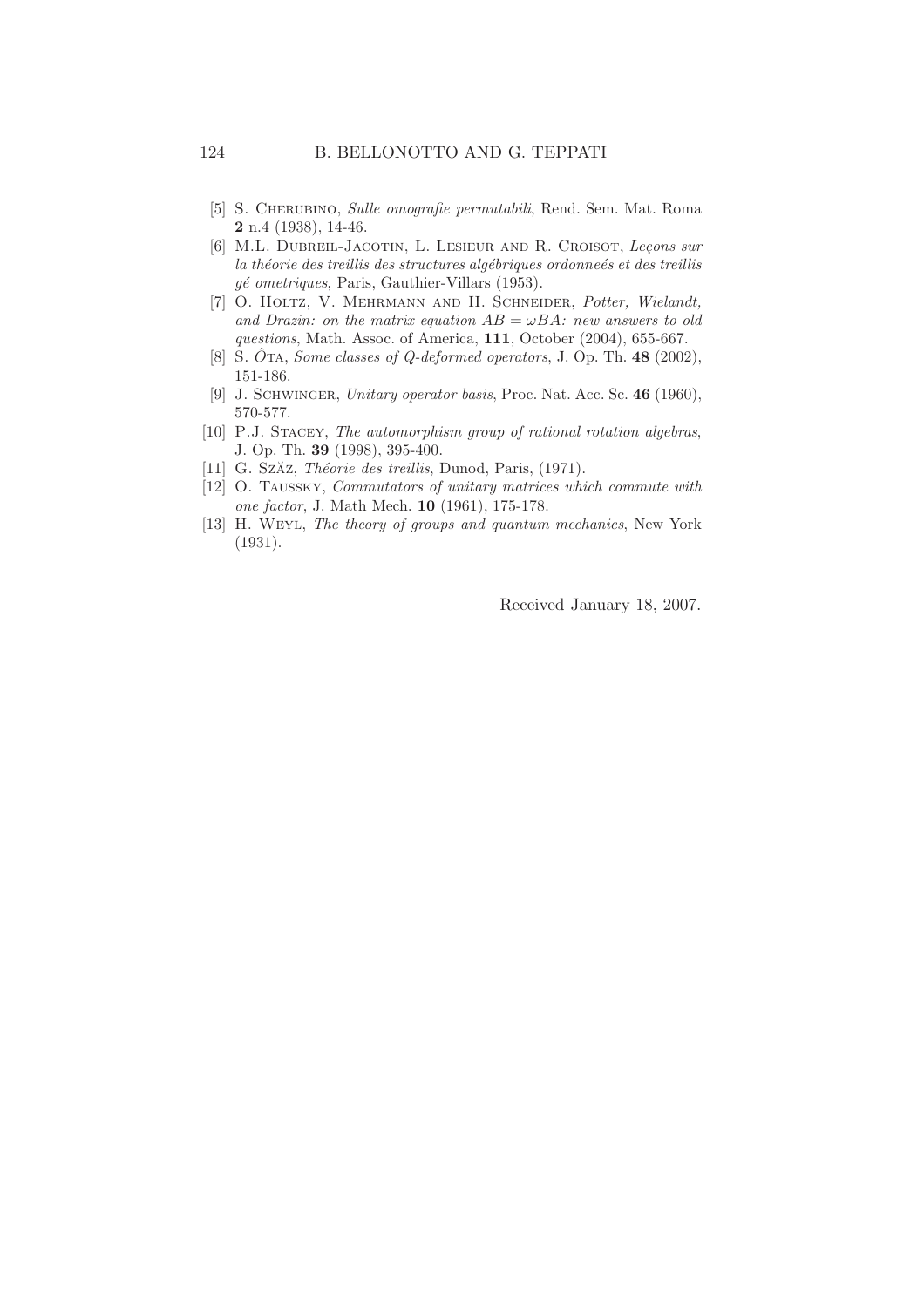[5] S. Cherubino, *Sulle omografie permutabili*, Rend. Sem. Mat. Roma **2** n.4 (1938), 14-46.

[6] M.L. Dubreil-Jacotin, L. Lesieur and R. Croisot, *Leçons sur la théorie des treillis des structures algébriques ordonneés et des treillis gé ometriques*, Paris, Gauthier-Villars (1953).

[7] O. Holtz, V. Mehrmann and H. Schneider, *Potter, Wielandt, and Drazin: on the matrix equation $AB = \omega BA$: new answers to old questions*, Math. Assoc. of America, **111**, October (2004), 655-667.

[8] S. Ôta, *Some classes of Q-deformed operators*, J. Op. Th. **48** (2002), 151-186.

[9] J. Schwinger, *Unitary operator basis*, Proc. Nat. Acc. Sc. **46** (1960), 570-577.

[10] P.J. Stacey, *The automorphism group of rational rotation algebras*, J. Op. Th. **39** (1998), 395-400.

[11] G. Szăz, *Théorie des treillis*, Dunod, Paris, (1971).

[12] O. Taussky, *Commutators of unitary matrices which commute with one factor*, J. Math Mech. **10** (1961), 175-178.

[13] H. Weyl, *The theory of groups and quantum mechanics*, New York (1931).

Received January 18, 2007.